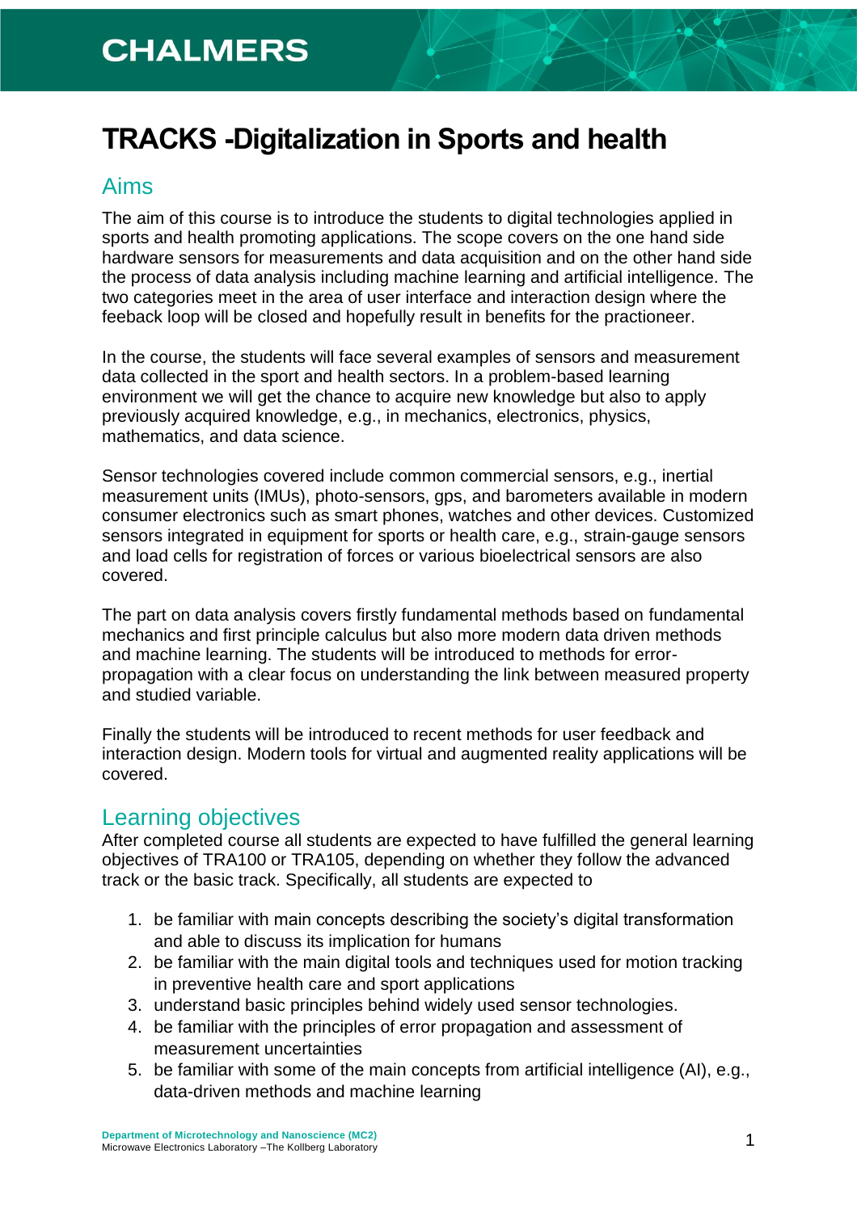# TRACKS -Digitalization in Sports and health

## Aims

The aim of this course is to introduce the students to digital technologies applied in sports and health promoting applications. The scope covers on the one hand side hardware sensors for measurements and data acquisition and on the other hand side the process of data analysis including machine learning and artificial intelligence. The two categories meet in the area of user interface and interaction design where the feeback loop will be closed and hopefully result in benefits for the practioneer.

In the course, the students will face several examples of sensors and measurement data collected in the sport and health sectors. In a problem-based learning environment we will get the chance to acquire new knowledge but also to apply previously acquired knowledge, e.g., in mechanics, electronics, physics, mathematics, and data science.

Sensor technologies covered include common commercial sensors, e.g., inertial measurement units (IMUs), photo-sensors, gps, and barometers available in modern consumer electronics such as smart phones, watches and other devices. Customized sensors integrated in equipment for sports or health care, e.g., strain-gauge sensors and load cells for registration of forces or various bioelectrical sensors are also covered.

The part on data analysis covers firstly fundamental methods based on fundamental mechanics and first principle calculus but also more modern data driven methods and machine learning. The students will be introduced to methods for error-propagation with a clear focus on understanding the link between measured property and studied variable.

Finally the students will be introduced to recent methods for user feedback and interaction design. Modern tools for virtual and augmented reality applications will be covered.

## Learning objectives

After completed course all students are expected to have fulfilled the general learning objectives of TRA100 or TRA105, depending on whether they follow the advanced track or the basic track. Specifically, all students are expected to

1. be familiar with main concepts describing the society's digital transformation and able to discuss its implication for humans
2. be familiar with the main digital tools and techniques used for motion tracking in preventive health care and sport applications
3. understand basic principles behind widely used sensor technologies.
4. be familiar with the principles of error propagation and assessment of measurement uncertainties
5. be familiar with some of the main concepts from artificial intelligence (AI), e.g., data-driven methods and machine learning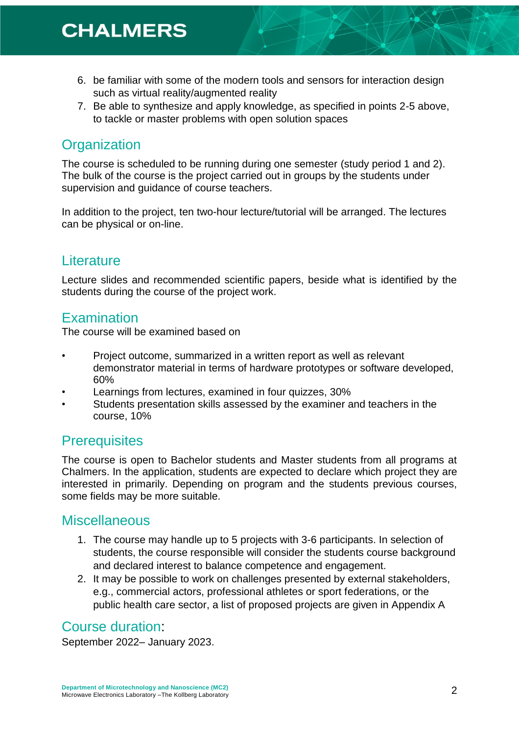6. be familiar with some of the modern tools and sensors for interaction design such as virtual reality/augmented reality
7. Be able to synthesize and apply knowledge, as specified in points 2-5 above, to tackle or master problems with open solution spaces

## Organization

The course is scheduled to be running during one semester (study period 1 and 2). The bulk of the course is the project carried out in groups by the students under supervision and guidance of course teachers.

In addition to the project, ten two-hour lecture/tutorial will be arranged. The lectures can be physical or on-line.

## Literature

Lecture slides and recommended scientific papers, beside what is identified by the students during the course of the project work.

## Examination

The course will be examined based on

- Project outcome, summarized in a written report as well as relevant demonstrator material in terms of hardware prototypes or software developed, 60%
- Learnings from lectures, examined in four quizzes, 30%
- Students presentation skills assessed by the examiner and teachers in the course, 10%

## Prerequisites

The course is open to Bachelor students and Master students from all programs at Chalmers. In the application, students are expected to declare which project they are interested in primarily. Depending on program and the students previous courses, some fields may be more suitable.

## Miscellaneous

1. The course may handle up to 5 projects with 3-6 participants. In selection of students, the course responsible will consider the students course background and declared interest to balance competence and engagement.
2. It may be possible to work on challenges presented by external stakeholders, e.g., commercial actors, professional athletes or sport federations, or the public health care sector, a list of proposed projects are given in Appendix A

## Course duration:

September 2022– January 2023.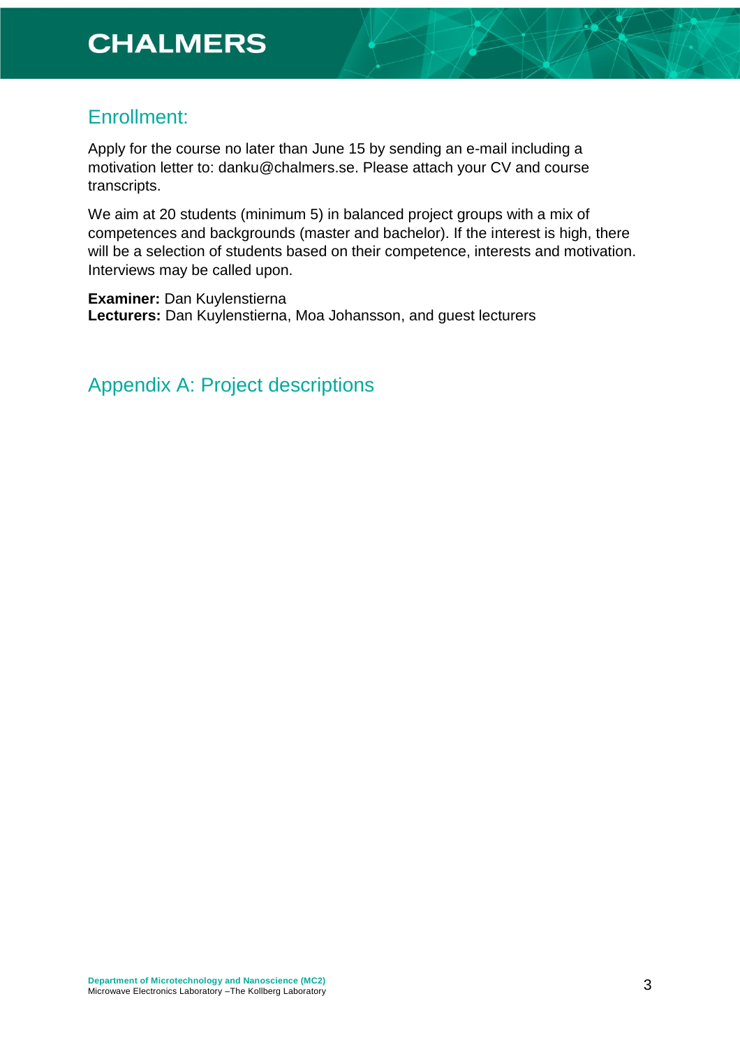## Enrollment:

Apply for the course no later than June 15 by sending an e-mail including a motivation letter to: danku@chalmers.se. Please attach your CV and course transcripts.

We aim at 20 students (minimum 5) in balanced project groups with a mix of competences and backgrounds (master and bachelor). If the interest is high, there will be a selection of students based on their competence, interests and motivation. Interviews may be called upon.

**Examiner:** Dan Kuylenstierna
**Lecturers:** Dan Kuylenstierna, Moa Johansson, and guest lecturers

## Appendix A: Project descriptions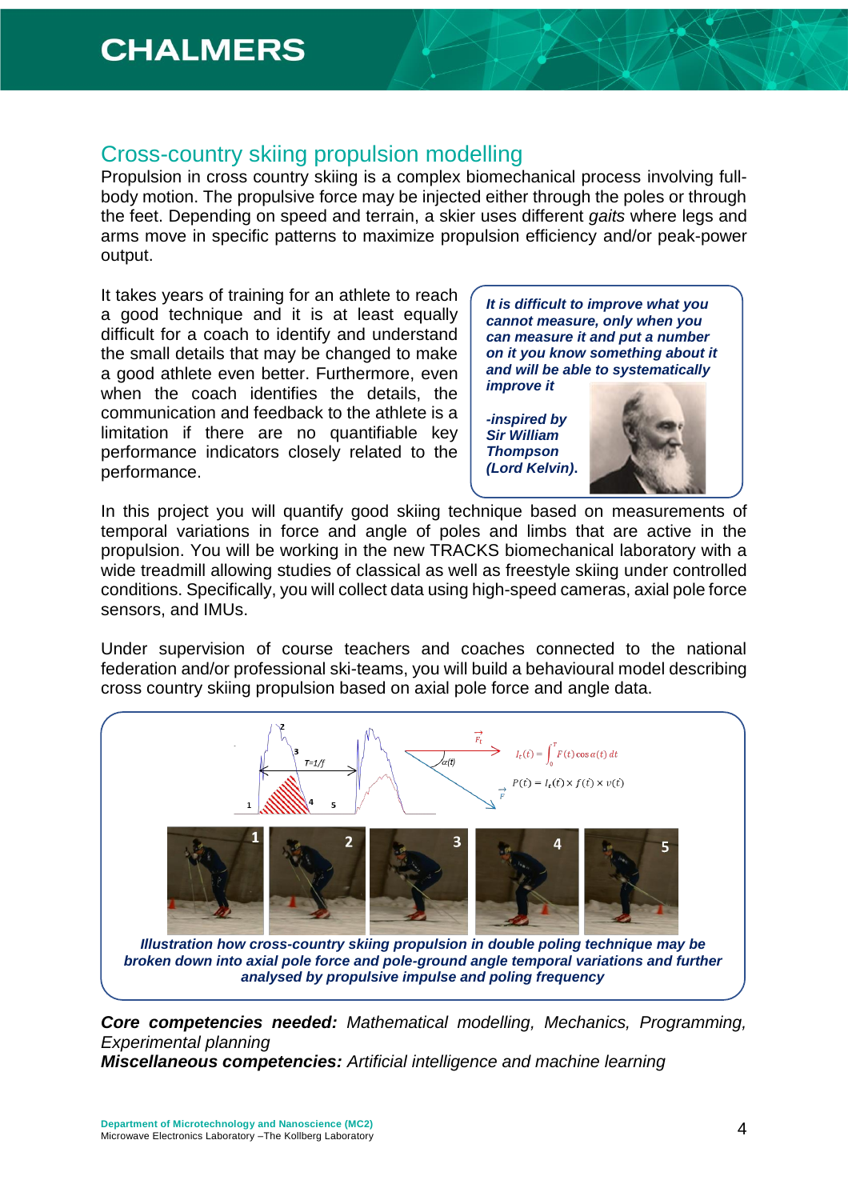## Cross-country skiing propulsion modelling

Propulsion in cross country skiing is a complex biomechanical process involving full-body motion. The propulsive force may be injected either through the poles or through the feet. Depending on speed and terrain, a skier uses different *gaits* where legs and arms move in specific patterns to maximize propulsion efficiency and/or peak-power output.

It takes years of training for an athlete to reach a good technique and it is at least equally difficult for a coach to identify and understand the small details that may be changed to make a good athlete even better. Furthermore, even when the coach identifies the details, the communication and feedback to the athlete is a limitation if there are no quantifiable key performance indicators closely related to the performance.

> ***It is difficult to improve what you cannot measure, only when you can measure it and put a number on it you know something about it and will be able to systematically improve it***
>
> ***-inspired by Sir William Thompson (Lord Kelvin).***

In this project you will quantify good skiing technique based on measurements of temporal variations in force and angle of poles and limbs that are active in the propulsion. You will be working in the new TRACKS biomechanical laboratory with a wide treadmill allowing studies of classical as well as freestyle skiing under controlled conditions. Specifically, you will collect data using high-speed cameras, axial pole force sensors, and IMUs.

Under supervision of course teachers and coaches connected to the national federation and/or professional ski-teams, you will build a behavioural model describing cross country skiing propulsion based on axial pole force and angle data.

$$I_t(t) = \int_0^T F(t)\cos\alpha(t)\,dt$$

$$P(t) = I_t(t) \times f(t) \times v(t)$$

***Illustration how cross-country skiing propulsion in double poling technique may be broken down into axial pole force and pole-ground angle temporal variations and further analysed by propulsive impulse and poling frequency***

***Core competencies needed:*** *Mathematical modelling, Mechanics, Programming, Experimental planning*

***Miscellaneous competencies:*** *Artificial intelligence and machine learning*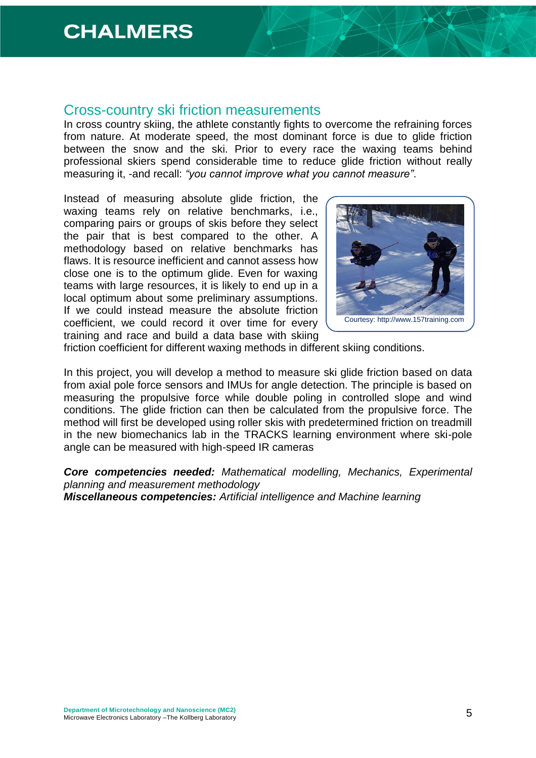## Cross-country ski friction measurements

In cross country skiing, the athlete constantly fights to overcome the refraining forces from nature. At moderate speed, the most dominant force is due to glide friction between the snow and the ski. Prior to every race the waxing teams behind professional skiers spend considerable time to reduce glide friction without really measuring it, -and recall: *"you cannot improve what you cannot measure"*.

Instead of measuring absolute glide friction, the waxing teams rely on relative benchmarks, i.e., comparing pairs or groups of skis before they select the pair that is best compared to the other. A methodology based on relative benchmarks has flaws. It is resource inefficient and cannot assess how close one is to the optimum glide. Even for waxing teams with large resources, it is likely to end up in a local optimum about some preliminary assumptions. If we could instead measure the absolute friction coefficient, we could record it over time for every training and race and build a data base with skiing friction coefficient for different waxing methods in different skiing conditions.

Courtesy: http://www.157training.com

In this project, you will develop a method to measure ski glide friction based on data from axial pole force sensors and IMUs for angle detection. The principle is based on measuring the propulsive force while double poling in controlled slope and wind conditions. The glide friction can then be calculated from the propulsive force. The method will first be developed using roller skis with predetermined friction on treadmill in the new biomechanics lab in the TRACKS learning environment where ski-pole angle can be measured with high-speed IR cameras

***Core competencies needed:*** *Mathematical modelling, Mechanics, Experimental planning and measurement methodology*
***Miscellaneous competencies:*** *Artificial intelligence and Machine learning*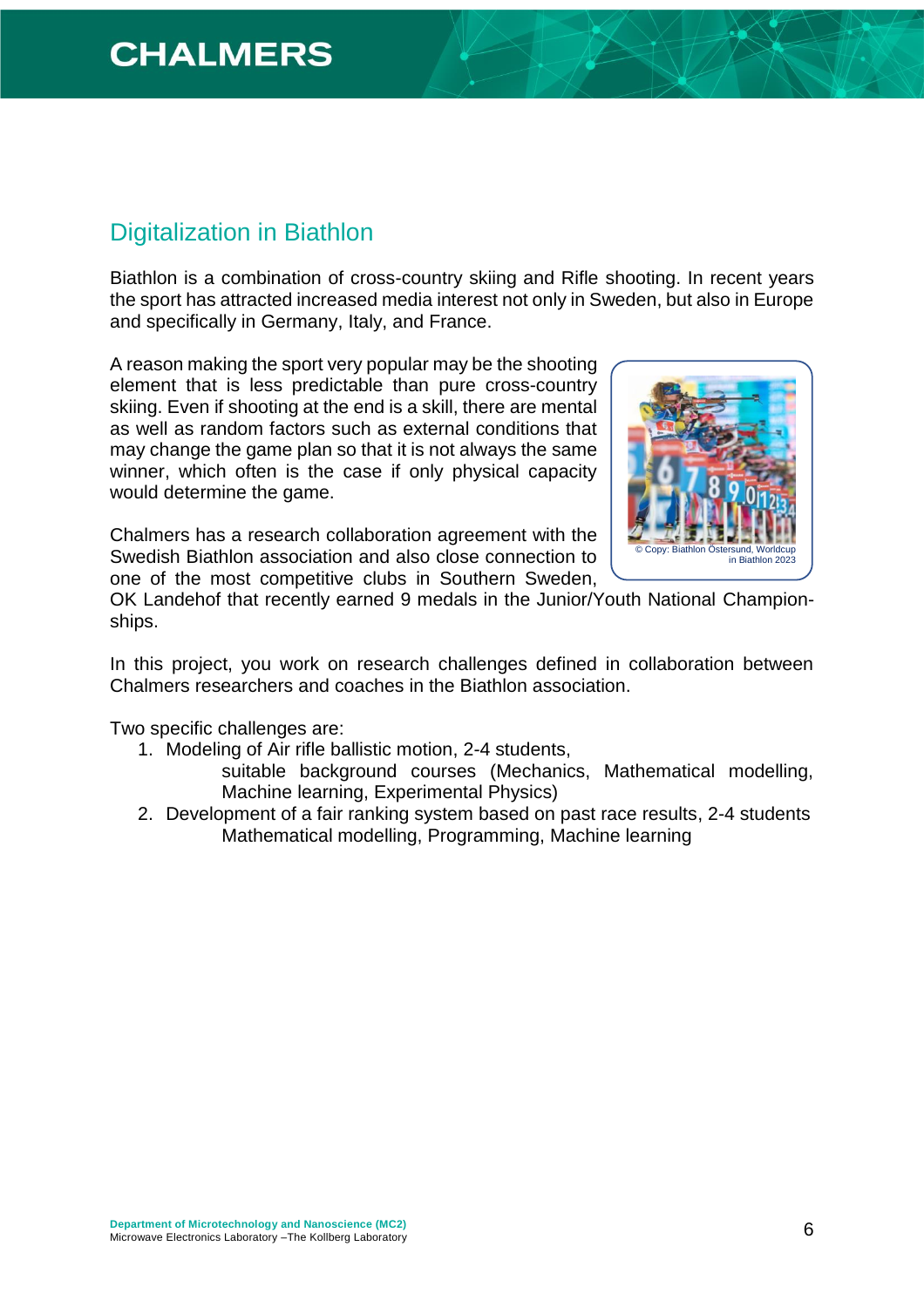## Digitalization in Biathlon

Biathlon is a combination of cross-country skiing and Rifle shooting. In recent years the sport has attracted increased media interest not only in Sweden, but also in Europe and specifically in Germany, Italy, and France.

A reason making the sport very popular may be the shooting element that is less predictable than pure cross-country skiing. Even if shooting at the end is a skill, there are mental as well as random factors such as external conditions that may change the game plan so that it is not always the same winner, which often is the case if only physical capacity would determine the game.

© Copy: Biathlon Östersund, Worldcup in Biathlon 2023

Chalmers has a research collaboration agreement with the Swedish Biathlon association and also close connection to one of the most competitive clubs in Southern Sweden, OK Landehof that recently earned 9 medals in the Junior/Youth National Championships.

In this project, you work on research challenges defined in collaboration between Chalmers researchers and coaches in the Biathlon association.

Two specific challenges are:

1. Modeling of Air rifle ballistic motion, 2-4 students,
   suitable background courses (Mechanics, Mathematical modelling, Machine learning, Experimental Physics)
2. Development of a fair ranking system based on past race results, 2-4 students
   Mathematical modelling, Programming, Machine learning